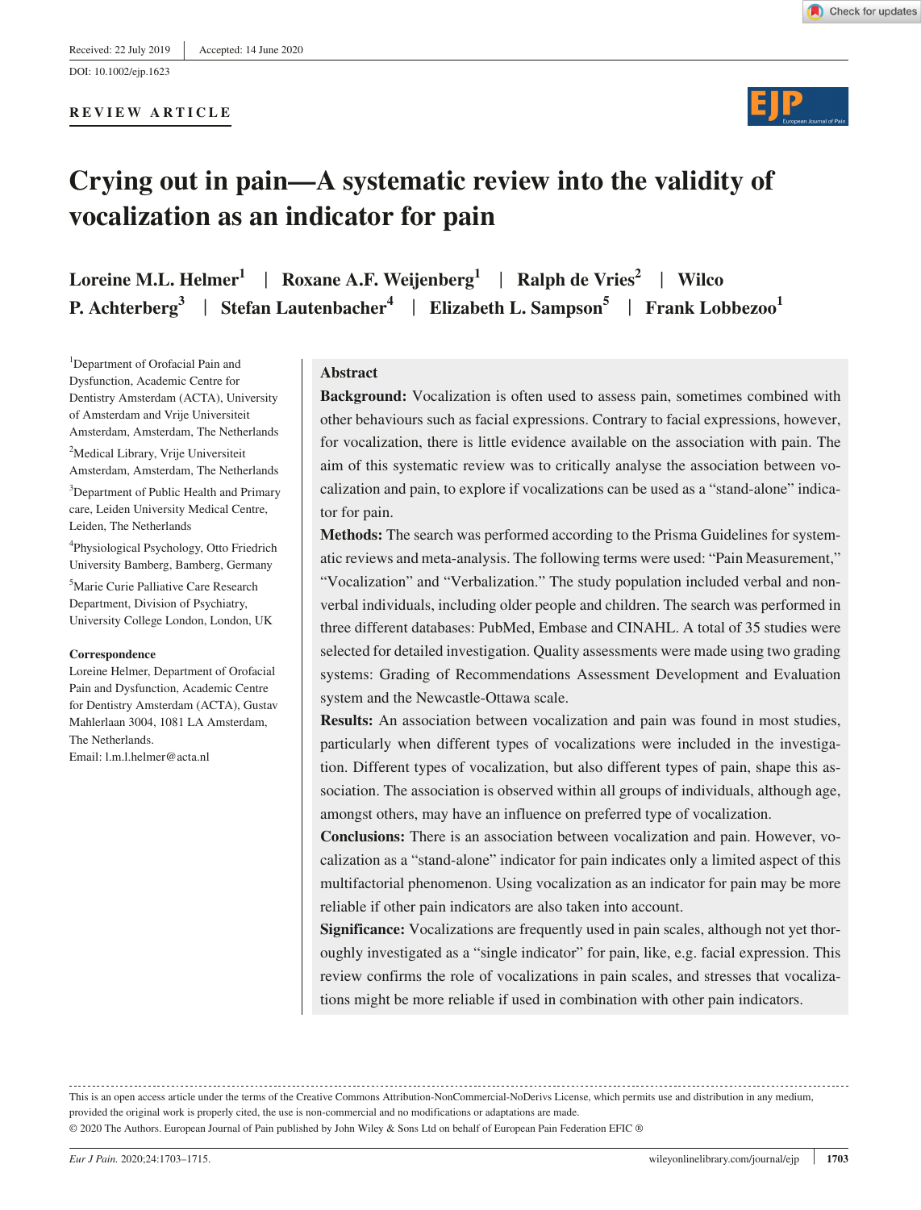Received: 22 July 2019 | Accepted: 14 June 2020

DOI: 10.1002/ejp.1623

**REVIEW ARTICLE**

# Crying out in pain—A systematic review into the validity of vocalization as an indicator for pain

**Loreine M.L. Helmer[1] | Roxane A.F. Weijenberg[1] | Ralph de Vries[2] | Wilco P. Achterberg[3] | Stefan Lautenbacher[4] | Elizabeth L. Sampson[5] | Frank Lobbezoo[1]**

[1]Department of Orofacial Pain and Dysfunction, Academic Centre for Dentistry Amsterdam (ACTA), University of Amsterdam and Vrije Universiteit Amsterdam, Amsterdam, The Netherlands

[2]Medical Library, Vrije Universiteit Amsterdam, Amsterdam, The Netherlands

[3]Department of Public Health and Primary care, Leiden University Medical Centre, Leiden, The Netherlands

[4]Physiological Psychology, Otto Friedrich University Bamberg, Bamberg, Germany

[5]Marie Curie Palliative Care Research Department, Division of Psychiatry, University College London, London, UK

**Correspondence**

Loreine Helmer, Department of Orofacial Pain and Dysfunction, Academic Centre for Dentistry Amsterdam (ACTA), Gustav Mahlerlaan 3004, 1081 LA Amsterdam, The Netherlands.

Email: l.m.l.helmer@acta.nl

## Abstract

**Background:** Vocalization is often used to assess pain, sometimes combined with other behaviours such as facial expressions. Contrary to facial expressions, however, for vocalization, there is little evidence available on the association with pain. The aim of this systematic review was to critically analyse the association between vocalization and pain, to explore if vocalizations can be used as a "stand-alone" indicator for pain.

**Methods:** The search was performed according to the Prisma Guidelines for systematic reviews and meta-analysis. The following terms were used: "Pain Measurement," "Vocalization" and "Verbalization." The study population included verbal and non-verbal individuals, including older people and children. The search was performed in three different databases: PubMed, Embase and CINAHL. A total of 35 studies were selected for detailed investigation. Quality assessments were made using two grading systems: Grading of Recommendations Assessment Development and Evaluation system and the Newcastle-Ottawa scale.

**Results:** An association between vocalization and pain was found in most studies, particularly when different types of vocalizations were included in the investigation. Different types of vocalization, but also different types of pain, shape this association. The association is observed within all groups of individuals, although age, amongst others, may have an influence on preferred type of vocalization.

**Conclusions:** There is an association between vocalization and pain. However, vocalization as a "stand-alone" indicator for pain indicates only a limited aspect of this multifactorial phenomenon. Using vocalization as an indicator for pain may be more reliable if other pain indicators are also taken into account.

**Significance:** Vocalizations are frequently used in pain scales, although not yet thoroughly investigated as a "single indicator" for pain, like, e.g. facial expression. This review confirms the role of vocalizations in pain scales, and stresses that vocalizations might be more reliable if used in combination with other pain indicators.

---

This is an open access article under the terms of the Creative Commons Attribution-NonCommercial-NoDerivs License, which permits use and distribution in any medium, provided the original work is properly cited, the use is non-commercial and no modifications or adaptations are made.

© 2020 The Authors. European Journal of Pain published by John Wiley & Sons Ltd on behalf of European Pain Federation EFIC ®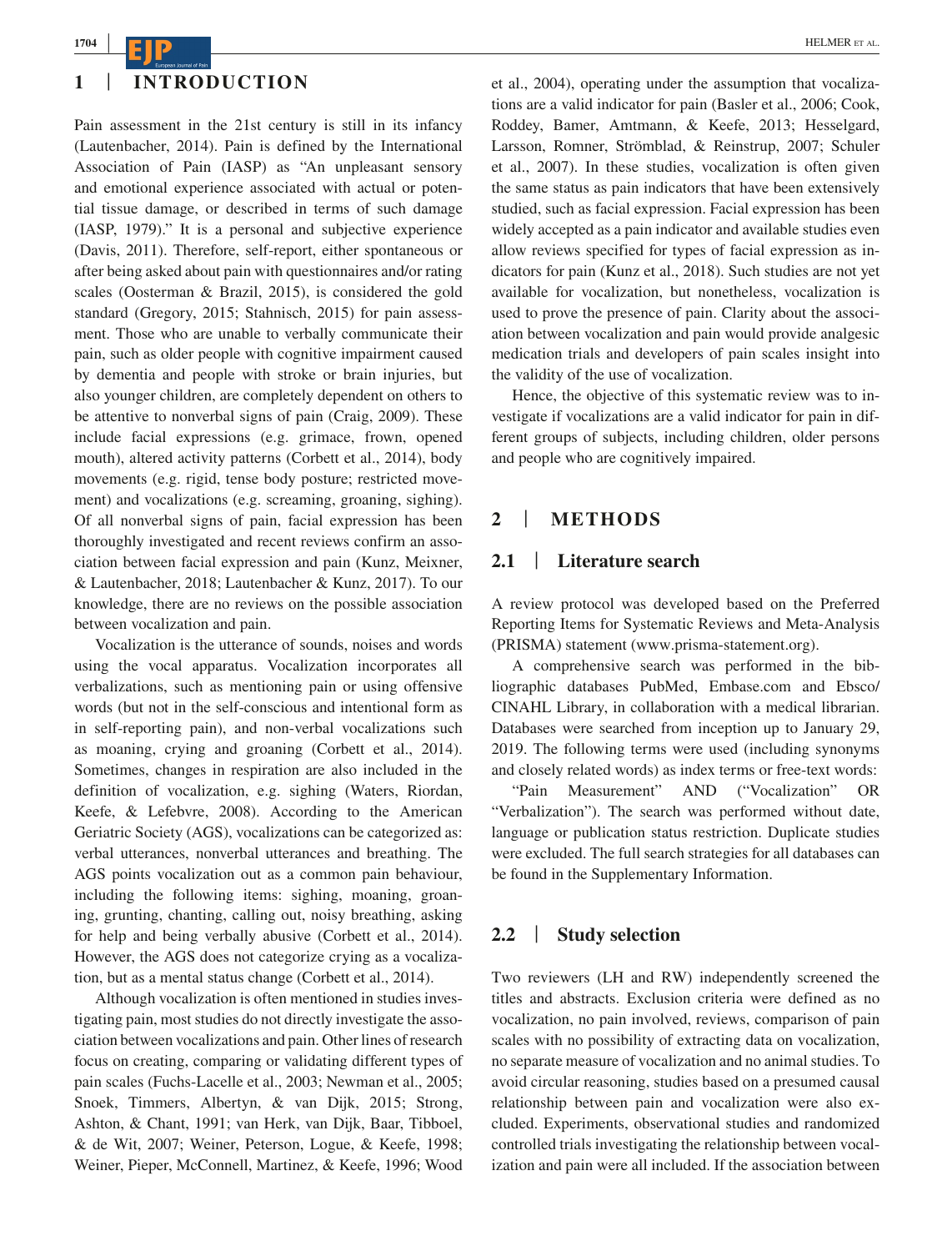## 1 | INTRODUCTION

Pain assessment in the 21st century is still in its infancy (Lautenbacher, 2014). Pain is defined by the International Association of Pain (IASP) as "An unpleasant sensory and emotional experience associated with actual or potential tissue damage, or described in terms of such damage (IASP, 1979)." It is a personal and subjective experience (Davis, 2011). Therefore, self-report, either spontaneous or after being asked about pain with questionnaires and/or rating scales (Oosterman & Brazil, 2015), is considered the gold standard (Gregory, 2015; Stahnisch, 2015) for pain assessment. Those who are unable to verbally communicate their pain, such as older people with cognitive impairment caused by dementia and people with stroke or brain injuries, but also younger children, are completely dependent on others to be attentive to nonverbal signs of pain (Craig, 2009). These include facial expressions (e.g. grimace, frown, opened mouth), altered activity patterns (Corbett et al., 2014), body movements (e.g. rigid, tense body posture; restricted movement) and vocalizations (e.g. screaming, groaning, sighing). Of all nonverbal signs of pain, facial expression has been thoroughly investigated and recent reviews confirm an association between facial expression and pain (Kunz, Meixner, & Lautenbacher, 2018; Lautenbacher & Kunz, 2017). To our knowledge, there are no reviews on the possible association between vocalization and pain.

Vocalization is the utterance of sounds, noises and words using the vocal apparatus. Vocalization incorporates all verbalizations, such as mentioning pain or using offensive words (but not in the self-conscious and intentional form as in self-reporting pain), and non-verbal vocalizations such as moaning, crying and groaning (Corbett et al., 2014). Sometimes, changes in respiration are also included in the definition of vocalization, e.g. sighing (Waters, Riordan, Keefe, & Lefebvre, 2008). According to the American Geriatric Society (AGS), vocalizations can be categorized as: verbal utterances, nonverbal utterances and breathing. The AGS points vocalization out as a common pain behaviour, including the following items: sighing, moaning, groaning, grunting, chanting, calling out, noisy breathing, asking for help and being verbally abusive (Corbett et al., 2014). However, the AGS does not categorize crying as a vocalization, but as a mental status change (Corbett et al., 2014).

Although vocalization is often mentioned in studies investigating pain, most studies do not directly investigate the association between vocalizations and pain. Other lines of research focus on creating, comparing or validating different types of pain scales (Fuchs-Lacelle et al., 2003; Newman et al., 2005; Snoek, Timmers, Albertyn, & van Dijk, 2015; Strong, Ashton, & Chant, 1991; van Herk, van Dijk, Baar, Tibboel, & de Wit, 2007; Weiner, Peterson, Logue, & Keefe, 1998; Weiner, Pieper, McConnell, Martinez, & Keefe, 1996; Wood et al., 2004), operating under the assumption that vocalizations are a valid indicator for pain (Basler et al., 2006; Cook, Roddey, Bamer, Amtmann, & Keefe, 2013; Hesselgard, Larsson, Romner, Strömblad, & Reinstrup, 2007; Schuler et al., 2007). In these studies, vocalization is often given the same status as pain indicators that have been extensively studied, such as facial expression. Facial expression has been widely accepted as a pain indicator and available studies even allow reviews specified for types of facial expression as indicators for pain (Kunz et al., 2018). Such studies are not yet available for vocalization, but nonetheless, vocalization is used to prove the presence of pain. Clarity about the association between vocalization and pain would provide analgesic medication trials and developers of pain scales insight into the validity of the use of vocalization.

Hence, the objective of this systematic review was to investigate if vocalizations are a valid indicator for pain in different groups of subjects, including children, older persons and people who are cognitively impaired.

## 2 | METHODS

### 2.1 | Literature search

A review protocol was developed based on the Preferred Reporting Items for Systematic Reviews and Meta-Analysis (PRISMA) statement (www.prisma-statement.org).

A comprehensive search was performed in the bibliographic databases PubMed, Embase.com and Ebsco/CINAHL Library, in collaboration with a medical librarian. Databases were searched from inception up to January 29, 2019. The following terms were used (including synonyms and closely related words) as index terms or free-text words: "Pain Measurement" AND ("Vocalization" OR "Verbalization"). The search was performed without date, language or publication status restriction. Duplicate studies were excluded. The full search strategies for all databases can be found in the Supplementary Information.

### 2.2 | Study selection

Two reviewers (LH and RW) independently screened the titles and abstracts. Exclusion criteria were defined as no vocalization, no pain involved, reviews, comparison of pain scales with no possibility of extracting data on vocalization, no separate measure of vocalization and no animal studies. To avoid circular reasoning, studies based on a presumed causal relationship between pain and vocalization were also excluded. Experiments, observational studies and randomized controlled trials investigating the relationship between vocalization and pain were all included. If the association between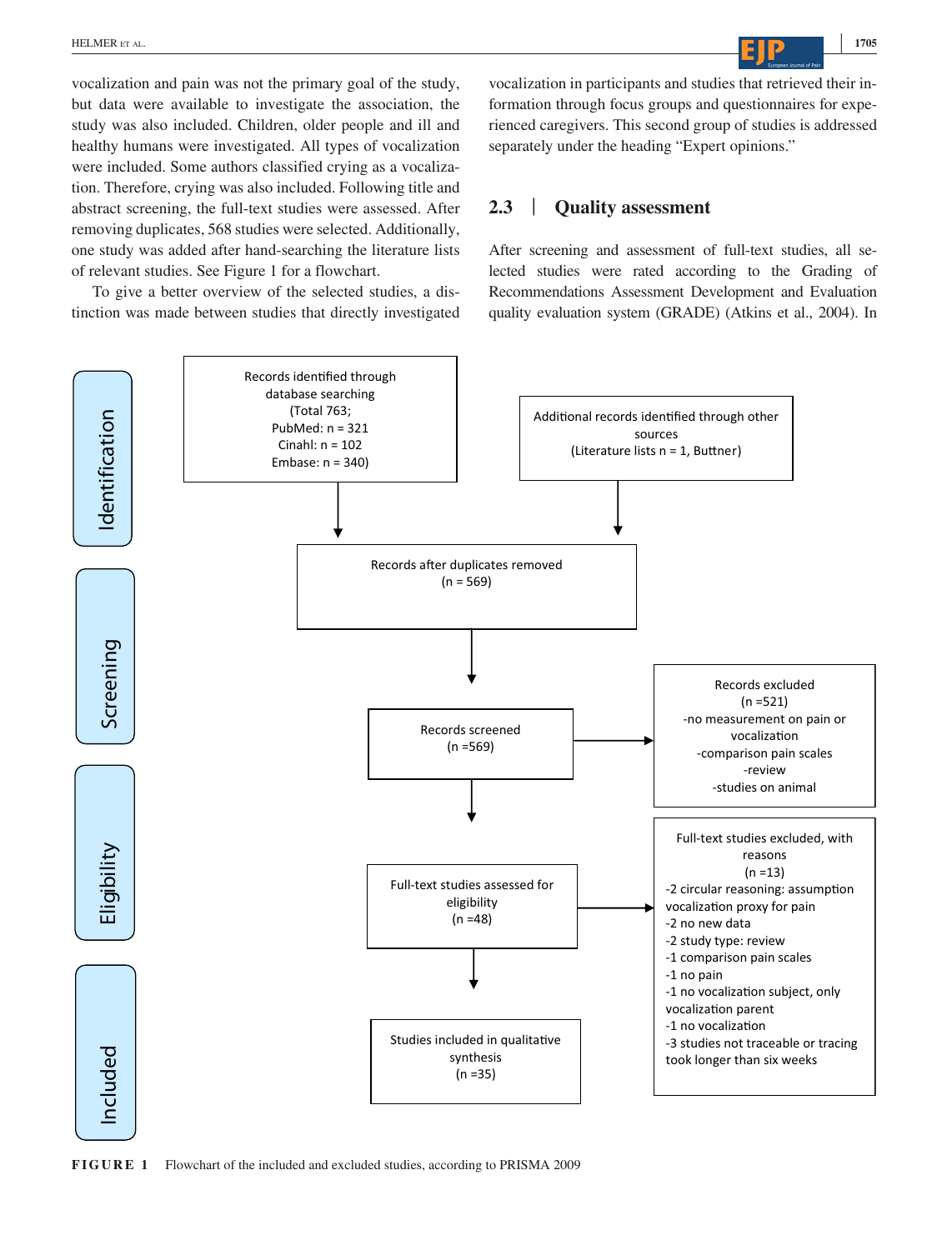vocalization and pain was not the primary goal of the study, but data were available to investigate the association, the study was also included. Children, older people and ill and healthy humans were investigated. All types of vocalization were included. Some authors classified crying as a vocalization. Therefore, crying was also included. Following title and abstract screening, the full-text studies were assessed. After removing duplicates, 568 studies were selected. Additionally, one study was added after hand-searching the literature lists of relevant studies. See Figure 1 for a flowchart.

To give a better overview of the selected studies, a distinction was made between studies that directly investigated vocalization in participants and studies that retrieved their information through focus groups and questionnaires for experienced caregivers. This second group of studies is addressed separately under the heading "Expert opinions."

## 2.3 | Quality assessment

After screening and assessment of full-text studies, all selected studies were rated according to the Grading of Recommendations Assessment Development and Evaluation quality evaluation system (GRADE) (Atkins et al., 2004). In

**Identification**

Records identified through database searching (Total 763; PubMed: n = 321; Cinahl: n = 102; Embase: n = 340)

Additional records identified through other sources (Literature lists n = 1, Buttner)

**Screening**

Records after duplicates removed (n = 569)

Records screened (n =569)

Records excluded (n =521)
- no measurement on pain or vocalization
- comparison pain scales
- review
- studies on animal

**Eligibility**

Full-text studies assessed for eligibility (n =48)

Full-text studies excluded, with reasons (n =13)
- 2 circular reasoning: assumption vocalization proxy for pain
- 2 no new data
- 2 study type: review
- 1 comparison pain scales
- 1 no pain
- 1 no vocalization subject, only vocalization parent
- 1 no vocalization
- 3 studies not traceable or tracing took longer than six weeks

**Included**

Studies included in qualitative synthesis (n =35)

**FIGURE 1** Flowchart of the included and excluded studies, according to PRISMA 2009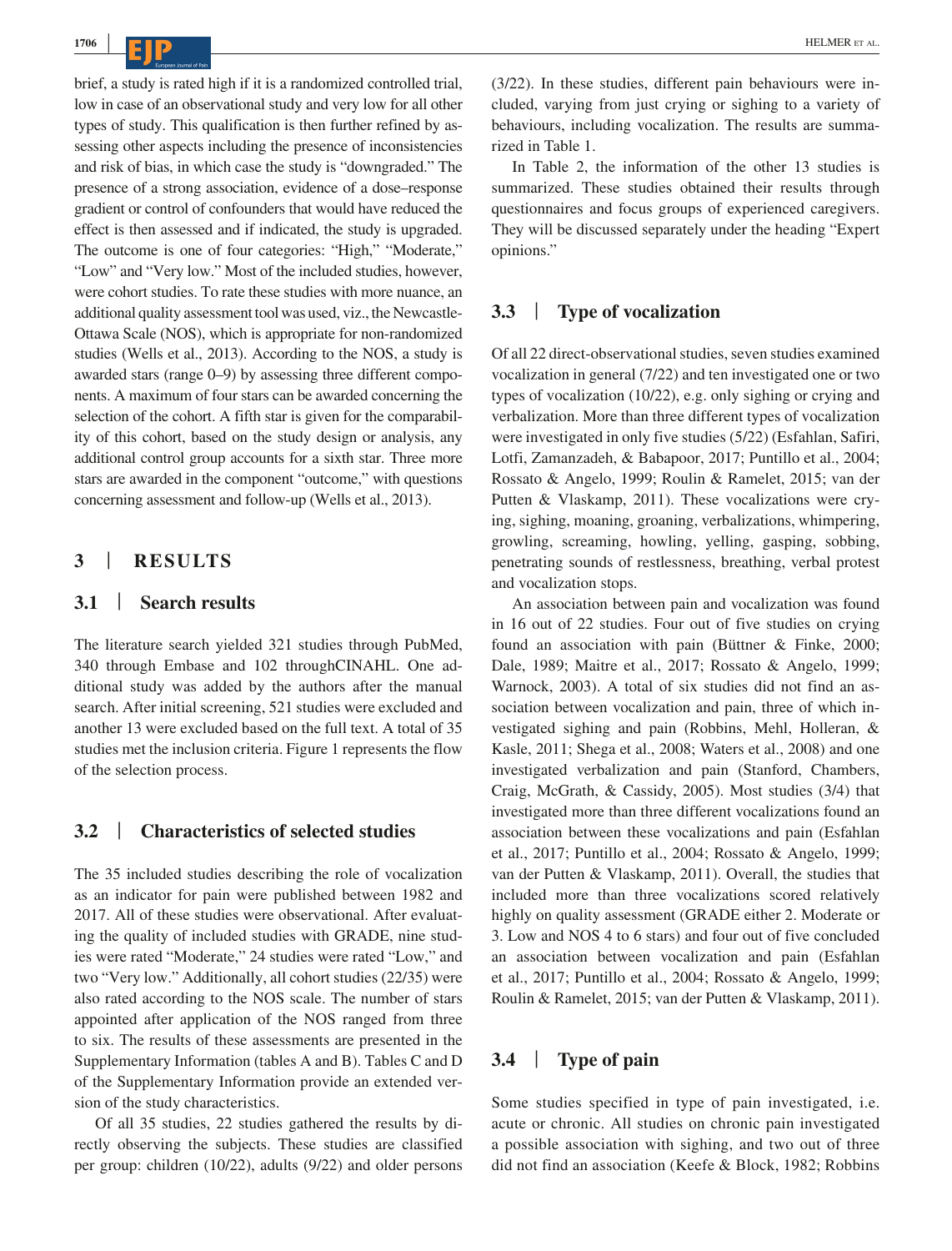brief, a study is rated high if it is a randomized controlled trial, low in case of an observational study and very low for all other types of study. This qualification is then further refined by assessing other aspects including the presence of inconsistencies and risk of bias, in which case the study is "downgraded." The presence of a strong association, evidence of a dose–response gradient or control of confounders that would have reduced the effect is then assessed and if indicated, the study is upgraded. The outcome is one of four categories: "High," "Moderate," "Low" and "Very low." Most of the included studies, however, were cohort studies. To rate these studies with more nuance, an additional quality assessment tool was used, viz., the Newcastle-Ottawa Scale (NOS), which is appropriate for non-randomized studies (Wells et al., 2013). According to the NOS, a study is awarded stars (range 0–9) by assessing three different components. A maximum of four stars can be awarded concerning the selection of the cohort. A fifth star is given for the comparability of this cohort, based on the study design or analysis, any additional control group accounts for a sixth star. Three more stars are awarded in the component "outcome," with questions concerning assessment and follow-up (Wells et al., 2013).

# 3 | RESULTS

## 3.1 | Search results

The literature search yielded 321 studies through PubMed, 340 through Embase and 102 throughCINAHL. One additional study was added by the authors after the manual search. After initial screening, 521 studies were excluded and another 13 were excluded based on the full text. A total of 35 studies met the inclusion criteria. Figure 1 represents the flow of the selection process.

## 3.2 | Characteristics of selected studies

The 35 included studies describing the role of vocalization as an indicator for pain were published between 1982 and 2017. All of these studies were observational. After evaluating the quality of included studies with GRADE, nine studies were rated "Moderate," 24 studies were rated "Low," and two "Very low." Additionally, all cohort studies (22/35) were also rated according to the NOS scale. The number of stars appointed after application of the NOS ranged from three to six. The results of these assessments are presented in the Supplementary Information (tables A and B). Tables C and D of the Supplementary Information provide an extended version of the study characteristics.

Of all 35 studies, 22 studies gathered the results by directly observing the subjects. These studies are classified per group: children (10/22), adults (9/22) and older persons (3/22). In these studies, different pain behaviours were included, varying from just crying or sighing to a variety of behaviours, including vocalization. The results are summarized in Table 1.

In Table 2, the information of the other 13 studies is summarized. These studies obtained their results through questionnaires and focus groups of experienced caregivers. They will be discussed separately under the heading "Expert opinions."

## 3.3 | Type of vocalization

Of all 22 direct-observational studies, seven studies examined vocalization in general (7/22) and ten investigated one or two types of vocalization (10/22), e.g. only sighing or crying and verbalization. More than three different types of vocalization were investigated in only five studies (5/22) (Esfahlan, Safiri, Lotfi, Zamanzadeh, & Babapoor, 2017; Puntillo et al., 2004; Rossato & Angelo, 1999; Roulin & Ramelet, 2015; van der Putten & Vlaskamp, 2011). These vocalizations were crying, sighing, moaning, groaning, verbalizations, whimpering, growling, screaming, howling, yelling, gasping, sobbing, penetrating sounds of restlessness, breathing, verbal protest and vocalization stops.

An association between pain and vocalization was found in 16 out of 22 studies. Four out of five studies on crying found an association with pain (Büttner & Finke, 2000; Dale, 1989; Maitre et al., 2017; Rossato & Angelo, 1999; Warnock, 2003). A total of six studies did not find an association between vocalization and pain, three of which investigated sighing and pain (Robbins, Mehl, Holleran, & Kasle, 2011; Shega et al., 2008; Waters et al., 2008) and one investigated verbalization and pain (Stanford, Chambers, Craig, McGrath, & Cassidy, 2005). Most studies (3/4) that investigated more than three different vocalizations found an association between these vocalizations and pain (Esfahlan et al., 2017; Puntillo et al., 2004; Rossato & Angelo, 1999; van der Putten & Vlaskamp, 2011). Overall, the studies that included more than three vocalizations scored relatively highly on quality assessment (GRADE either 2. Moderate or 3. Low and NOS 4 to 6 stars) and four out of five concluded an association between vocalization and pain (Esfahlan et al., 2017; Puntillo et al., 2004; Rossato & Angelo, 1999; Roulin & Ramelet, 2015; van der Putten & Vlaskamp, 2011).

## 3.4 | Type of pain

Some studies specified in type of pain investigated, i.e. acute or chronic. All studies on chronic pain investigated a possible association with sighing, and two out of three did not find an association (Keefe & Block, 1982; Robbins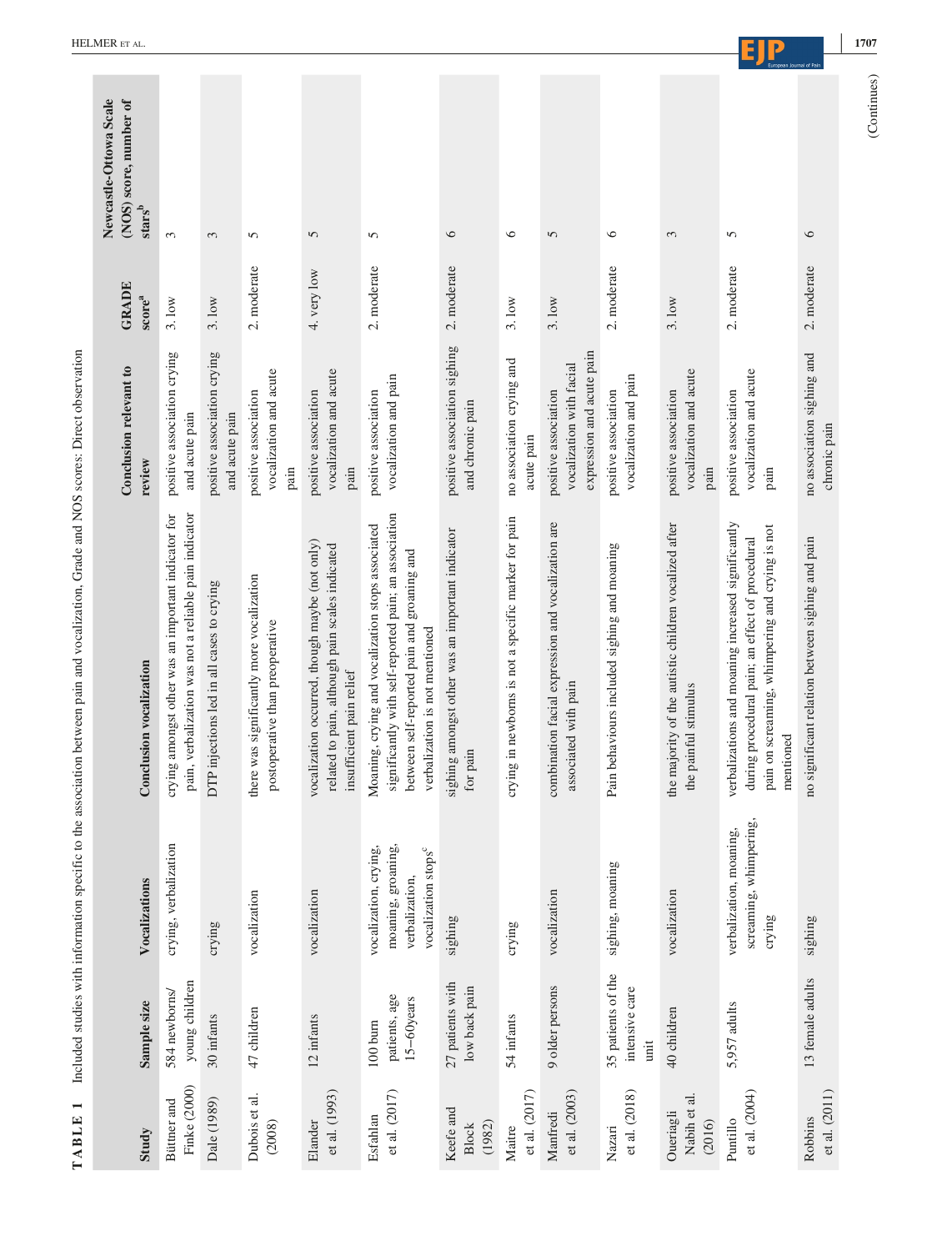**TABLE 1** Included studies with information specific to the association between pain and vocalization, Grade and NOS scores: Direct observation

| Study | Sample size | Vocalizations | Conclusion vocalization | Conclusion relevant to review | GRADE score[a] | Newcastle-Ottowa Scale (NOS) score, number of stars[b] |
|---|---|---|---|---|---|---|
| Büttner and Finke (2000) | 584 newborns/ young children | crying, verbalization | crying amongst other was an important indicator for pain, verbalization was not a reliable pain indicator | positive association crying and acute pain | 3. low | 3 |
| Dale (1989) | 30 infants | crying | DTP injections led in all cases to crying | positive association crying and acute pain | 3. low | 3 |
| Dubois et al. (2008) | 47 children | vocalization | there was significantly more vocalization postoperative than preoperative | positive association vocalization and acute pain | 2. moderate | 5 |
| Elander et al. (1993) | 12 infants | vocalization | vocalization occurred, though maybe (not only) related to pain, although pain scales indicated insufficient pain relief | positive association vocalization and acute pain | 4. very low | 5 |
| Esfahlan et al. (2017) | 100 burn patients, age 15–60years | vocalization, crying, moaning, groaning, verbalization, vocalization stops[c] | Moaning, crying and vocalization stops associated significantly with self-reported pain; an association between self-reported pain and groaning and verbalization is not mentioned | positive association vocalization and pain | 2. moderate | 5 |
| Keefe and Block (1982) | 27 patients with low back pain | sighing | sighing amongst other was an important indicator for pain | positive association sighing and chronic pain | 2. moderate | 6 |
| Maitre et al. (2017) | 54 infants | crying | crying in newborns is not a specific marker for pain | no association crying and acute pain | 3. low | 6 |
| Manfredi et al. (2003) | 9 older persons | vocalization | combination facial expression and vocalization are associated with pain | positive association vocalization with facial expression and acute pain | 3. low | 5 |
| Nazari et al. (2018) | 35 patients of the intensive care unit | sighing, moaning | Pain behaviours included sighing and moaning | positive association vocalization and pain | 2. moderate | 6 |
| Oueriagli Nabih et al. (2016) | 40 children | vocalization | the majority of the autistic children vocalized after the painful stimulus | positive association vocalization and acute pain | 3. low | 3 |
| Puntillo et al. (2004) | 5,957 adults | verbalization, moaning, screaming, whimpering, crying | verbalizations and moaning increased significantly during procedural pain; an effect of procedural pain on screaming, whimpering and crying is not mentioned | positive association vocalization and acute pain | 2. moderate | 5 |
| Robbins et al. (2011) | 13 female adults | sighing | no significant relation between sighing and pain | no association sighing and chronic pain | 2. moderate | 6 |

(Continues)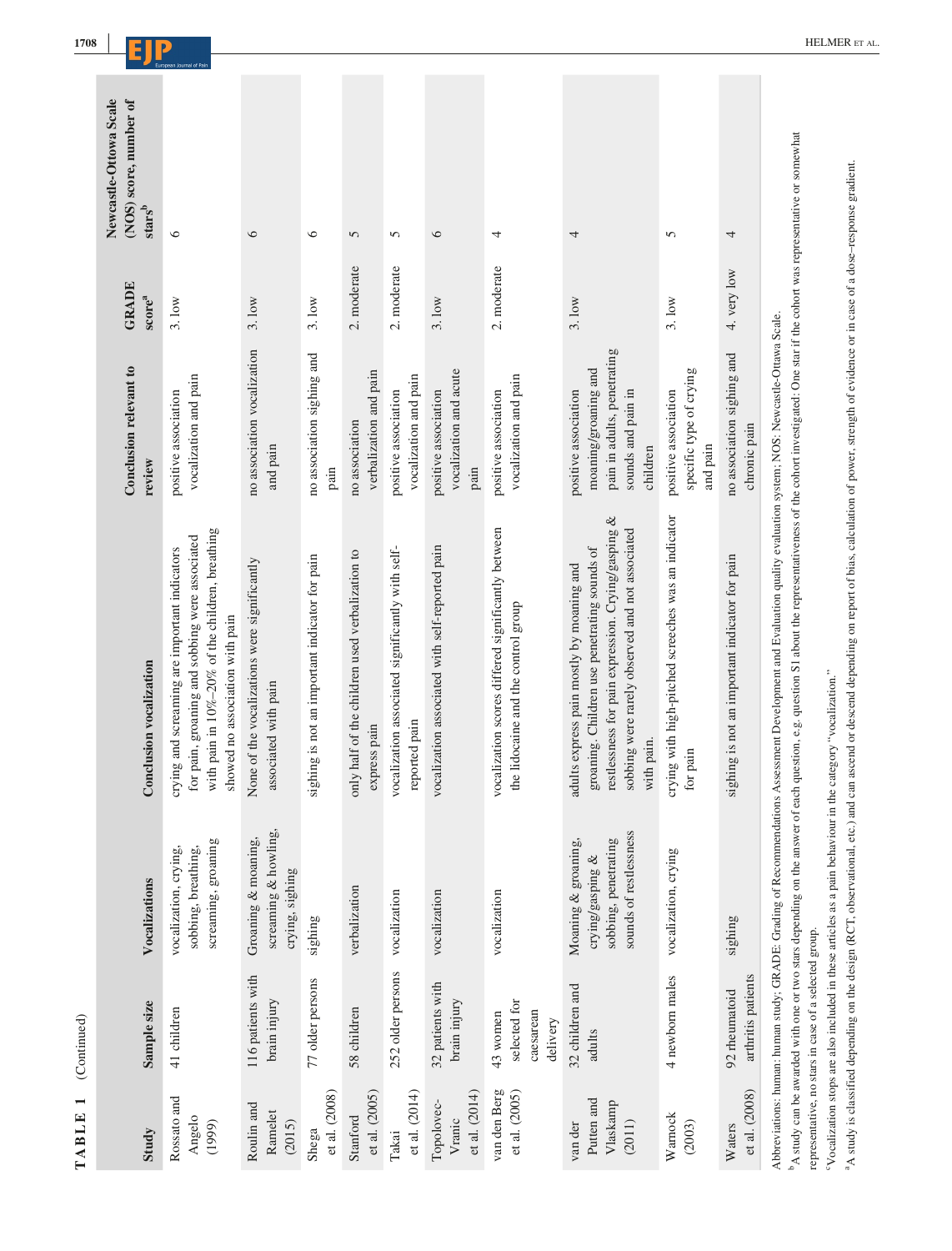**TABLE 1** (Continued)

| Study | Sample size | Vocalizations | Conclusion vocalization | Conclusion relevant to review | GRADE score[a] | Newcastle-Ottowa Scale (NOS) score, number of stars[b] |
|---|---|---|---|---|---|---|
| Rossato and Angelo (1999) | 41 children | vocalization, crying, sobbing, breathing, screaming, groaning | crying and screaming are important indicators for pain, groaning and sobbing were associated with pain in 10%–20% of the children, breathing showed no association with pain | positive association vocalization and pain | 3. low | 6 |
| Roulin and Ramelet (2015) | 116 patients with brain injury | Groaning & moaning, screaming & howling, crying, sighing | None of the vocalizations were significantly associated with pain | no association vocalization and pain | 3. low | 6 |
| Shega et al. (2008) | 77 older persons | sighing | sighing is not an important indicator for pain | no association sighing and pain | 3. low | 6 |
| Stanford et al. (2005) | 58 children | verbalization | only half of the children used verbalization to express pain | no association verbalization and pain | 2. moderate | 5 |
| Takai et al. (2014) | 252 older persons | vocalization | vocalization associated significantly with self-reported pain | positive association vocalization and pain | 2. moderate | 5 |
| Topolovec-Vranic et al. (2014) | 32 patients with brain injury | vocalization | vocalization associated with self-reported pain | positive association vocalization and acute pain | 3. low | 6 |
| van den Berg et al. (2005) | 43 women selected for caesarean delivery | vocalization | vocalization scores differed significantly between the lidocaine and the control group | positive association vocalization and pain | 2. moderate | 4 |
| van der Putten and Vlaskamp (2011) | 32 children and adults | Moaning & groaning, crying/gasping & sobbing, penetrating sounds of restlessness | adults express pain mostly by moaning and groaning. Children use penetrating sounds of restlessness for pain expression. Crying/gasping & sobbing were rarely observed and not associated with pain. | positive association moaning/groaning and pain in adults, penetrating sounds and pain in children | 3. low | 4 |
| Warnock (2003) | 4 newborn males | vocalization, crying | crying with high-pitched screeches was an indicator for pain | positive association specific type of crying and pain | 3. low | 5 |
| Waters et al. (2008) | 92 rheumatoid arthritis patients | sighing | sighing is not an important indicator for pain | no association sighing and chronic pain | 4. very low | 4 |

Abbreviations: human: human study; GRADE: Grading of Recommendations Assessment Development and Evaluation quality evaluation system; NOS: Newcastle-Ottawa Scale.

[b]A study can be awarded with one or two stars depending on the answer of each question, e.g. question S1 about the representativeness of the cohort investigated: One star if the cohort was representative or somewhat representative, no stars in case of a selected group.

[c]Vocalization stops are also included in these articles as a pain behaviour in the category "vocalization."

[a]A study is classified depending on the design (RCT, observational, etc.) and can ascend or descend depending on report of bias, calculation of power, strength of evidence or in case of a dose–response gradient.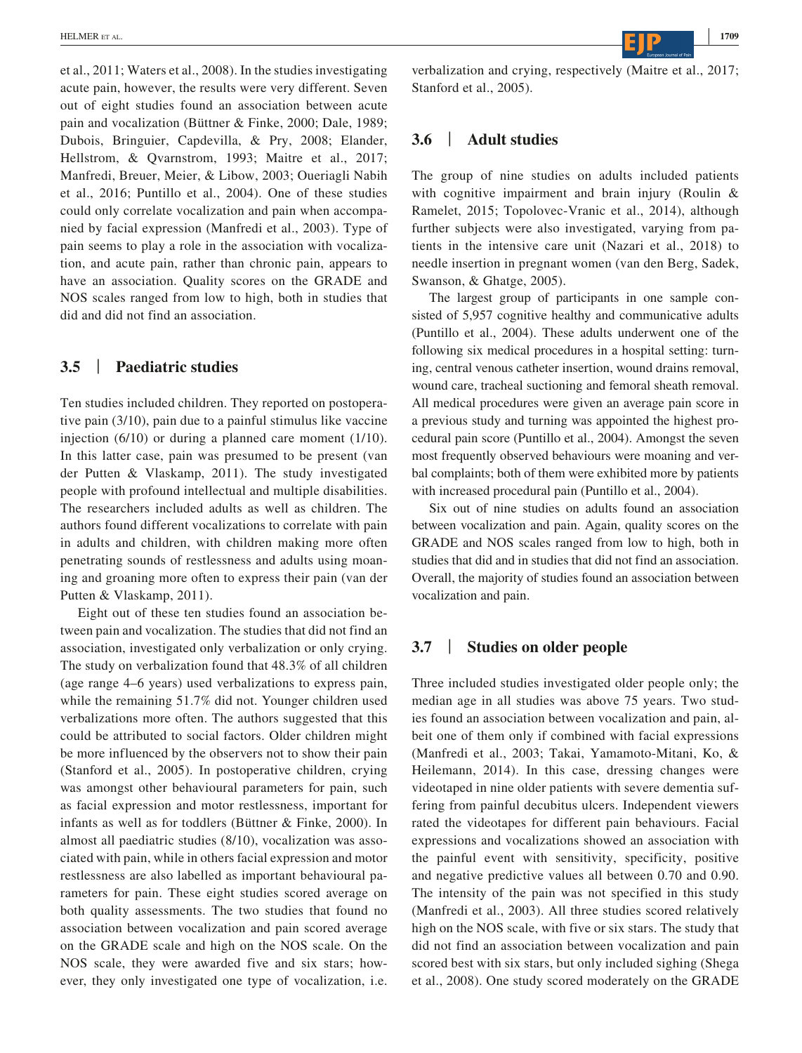et al., 2011; Waters et al., 2008). In the studies investigating acute pain, however, the results were very different. Seven out of eight studies found an association between acute pain and vocalization (Büttner & Finke, 2000; Dale, 1989; Dubois, Bringuier, Capdevilla, & Pry, 2008; Elander, Hellstrom, & Qvarnstrom, 1993; Maitre et al., 2017; Manfredi, Breuer, Meier, & Libow, 2003; Oueriagli Nabih et al., 2016; Puntillo et al., 2004). One of these studies could only correlate vocalization and pain when accompanied by facial expression (Manfredi et al., 2003). Type of pain seems to play a role in the association with vocalization, and acute pain, rather than chronic pain, appears to have an association. Quality scores on the GRADE and NOS scales ranged from low to high, both in studies that did and did not find an association.

### 3.5 | Paediatric studies

Ten studies included children. They reported on postoperative pain (3/10), pain due to a painful stimulus like vaccine injection (6/10) or during a planned care moment (1/10). In this latter case, pain was presumed to be present (van der Putten & Vlaskamp, 2011). The study investigated people with profound intellectual and multiple disabilities. The researchers included adults as well as children. The authors found different vocalizations to correlate with pain in adults and children, with children making more often penetrating sounds of restlessness and adults using moaning and groaning more often to express their pain (van der Putten & Vlaskamp, 2011).

Eight out of these ten studies found an association between pain and vocalization. The studies that did not find an association, investigated only verbalization or only crying. The study on verbalization found that 48.3% of all children (age range 4–6 years) used verbalizations to express pain, while the remaining 51.7% did not. Younger children used verbalizations more often. The authors suggested that this could be attributed to social factors. Older children might be more influenced by the observers not to show their pain (Stanford et al., 2005). In postoperative children, crying was amongst other behavioural parameters for pain, such as facial expression and motor restlessness, important for infants as well as for toddlers (Büttner & Finke, 2000). In almost all paediatric studies (8/10), vocalization was associated with pain, while in others facial expression and motor restlessness are also labelled as important behavioural parameters for pain. These eight studies scored average on both quality assessments. The two studies that found no association between vocalization and pain scored average on the GRADE scale and high on the NOS scale. On the NOS scale, they were awarded five and six stars; however, they only investigated one type of vocalization, i.e. verbalization and crying, respectively (Maitre et al., 2017; Stanford et al., 2005).

### 3.6 | Adult studies

The group of nine studies on adults included patients with cognitive impairment and brain injury (Roulin & Ramelet, 2015; Topolovec-Vranic et al., 2014), although further subjects were also investigated, varying from patients in the intensive care unit (Nazari et al., 2018) to needle insertion in pregnant women (van den Berg, Sadek, Swanson, & Ghatge, 2005).

The largest group of participants in one sample consisted of 5,957 cognitive healthy and communicative adults (Puntillo et al., 2004). These adults underwent one of the following six medical procedures in a hospital setting: turning, central venous catheter insertion, wound drains removal, wound care, tracheal suctioning and femoral sheath removal. All medical procedures were given an average pain score in a previous study and turning was appointed the highest procedural pain score (Puntillo et al., 2004). Amongst the seven most frequently observed behaviours were moaning and verbal complaints; both of them were exhibited more by patients with increased procedural pain (Puntillo et al., 2004).

Six out of nine studies on adults found an association between vocalization and pain. Again, quality scores on the GRADE and NOS scales ranged from low to high, both in studies that did and in studies that did not find an association. Overall, the majority of studies found an association between vocalization and pain.

### 3.7 | Studies on older people

Three included studies investigated older people only; the median age in all studies was above 75 years. Two studies found an association between vocalization and pain, albeit one of them only if combined with facial expressions (Manfredi et al., 2003; Takai, Yamamoto-Mitani, Ko, & Heilemann, 2014). In this case, dressing changes were videotaped in nine older patients with severe dementia suffering from painful decubitus ulcers. Independent viewers rated the videotapes for different pain behaviours. Facial expressions and vocalizations showed an association with the painful event with sensitivity, specificity, positive and negative predictive values all between 0.70 and 0.90. The intensity of the pain was not specified in this study (Manfredi et al., 2003). All three studies scored relatively high on the NOS scale, with five or six stars. The study that did not find an association between vocalization and pain scored best with six stars, but only included sighing (Shega et al., 2008). One study scored moderately on the GRADE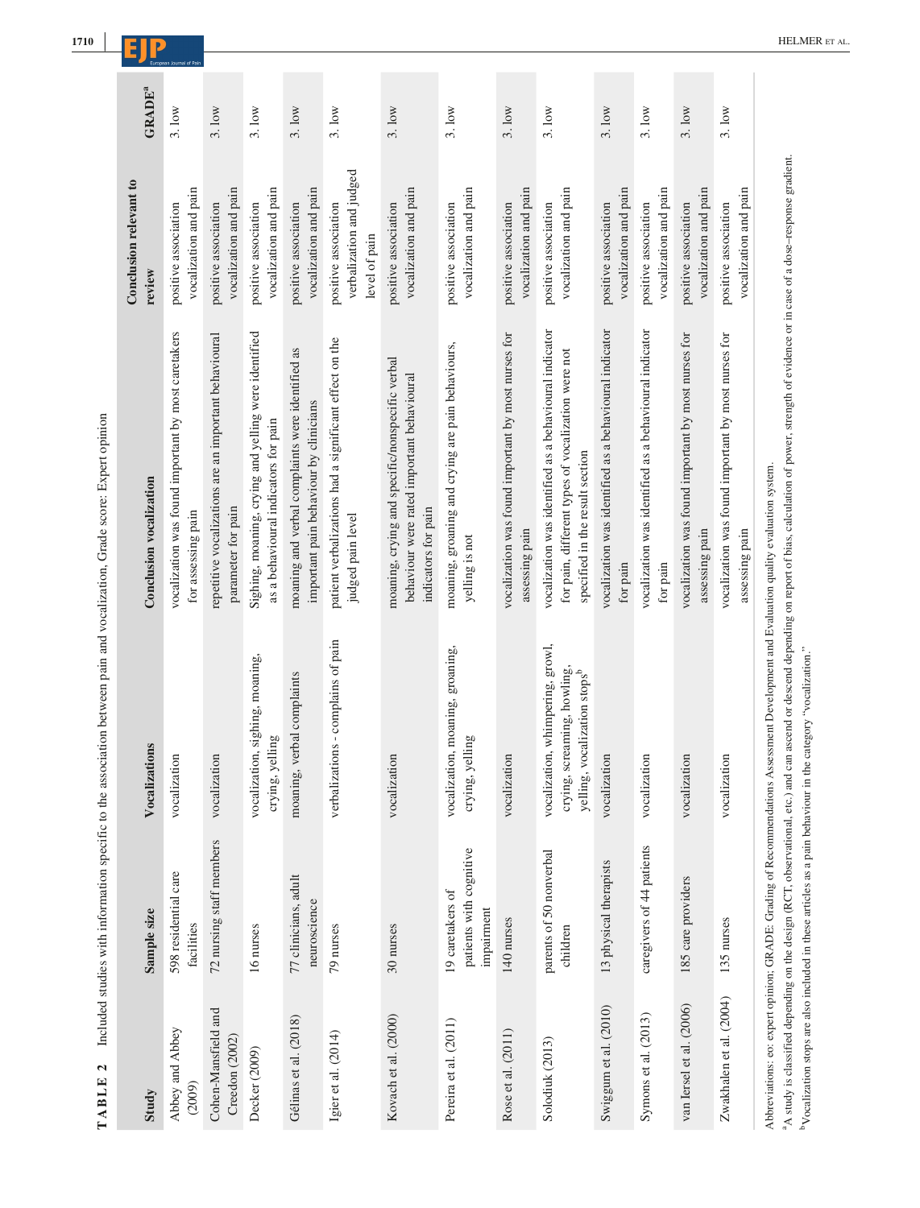**TABLE 2** Included studies with information specific to the association between pain and vocalization, Grade score: Expert opinion

| Study | Sample size | Vocalizations | Conclusion vocalization | Conclusion relevant to review | GRADE[a] |
|---|---|---|---|---|---|
| Abbey and Abbey (2009) | 598 residential care facilities | vocalization | vocalization was found important by most caretakers for assessing pain | positive association vocalization and pain | 3. low |
| Cohen-Mansfield and Creedon (2002) | 72 nursing staff members | vocalization | repetitive vocalizations are an important behavioural parameter for pain | positive association vocalization and pain | 3. low |
| Decker (2009) | 16 nurses | vocalization, sighing, moaning, crying, yelling | Sighing, moaning, crying and yelling were identified as a behavioural indicators for pain | positive association vocalization and pain | 3. low |
| Gélinas et al. (2018) | 77 clinicians, adult neuroscience | moaning, verbal complaints | moaning and verbal complaints were identified as important pain behaviour by clinicians | positive association vocalization and pain | 3. low |
| Igier et al. (2014) | 79 nurses | verbalizations - complains of pain | patient verbalizations had a significant effect on the judged pain level | positive association verbalization and judged level of pain | 3. low |
| Kovach et al. (2000) | 30 nurses | vocalization | moaning, crying and specific/nonspecific verbal behaviour were rated important behavioural indicators for pain | positive association vocalization and pain | 3. low |
| Pereira et al. (2011) | 19 caretakers of patients with cognitive impairment | vocalization, moaning, groaning, crying, yelling | moaning, groaning and crying are pain behaviours, yelling is not | positive association vocalization and pain | 3. low |
| Rose et al. (2011) | 140 nurses | vocalization | vocalization was found important by most nurses for assessing pain | positive association vocalization and pain | 3. low |
| Solodiuk (2013) | parents of 50 nonverbal children | vocalization, whimpering, growl, crying, screaming, howling, yelling, vocalization stops[b] | vocalization was identified as a behavioural indicator for pain, different types of vocalization were not specified in the result section | positive association vocalization and pain | 3. low |
| Swiggum et al. (2010) | 13 physical therapists | vocalization | vocalization was identified as a behavioural indicator for pain | positive association vocalization and pain | 3. low |
| Symons et al. (2013) | caregivers of 44 patients | vocalization | vocalization was identified as a behavioural indicator for pain | positive association vocalization and pain | 3. low |
| van Iersel et al. (2006) | 185 care providers | vocalization | vocalization was found important by most nurses for assessing pain | positive association vocalization and pain | 3. low |
| Zwakhalen et al. (2004) | 135 nurses | vocalization | vocalization was found important by most nurses for assessing pain | positive association vocalization and pain | 3. low |

Abbreviations: eo: expert opinion; GRADE: Grading of Recommendations Assessment Development and Evaluation quality evaluation system.

[a]A study is classified depending on the design (RCT, observational, etc.) and can ascend or descend depending on report of bias, calculation of power, strength of evidence or in case of a dose–response gradient.

[b]Vocalization stops are also included in these articles as a pain behaviour in the category "vocalization."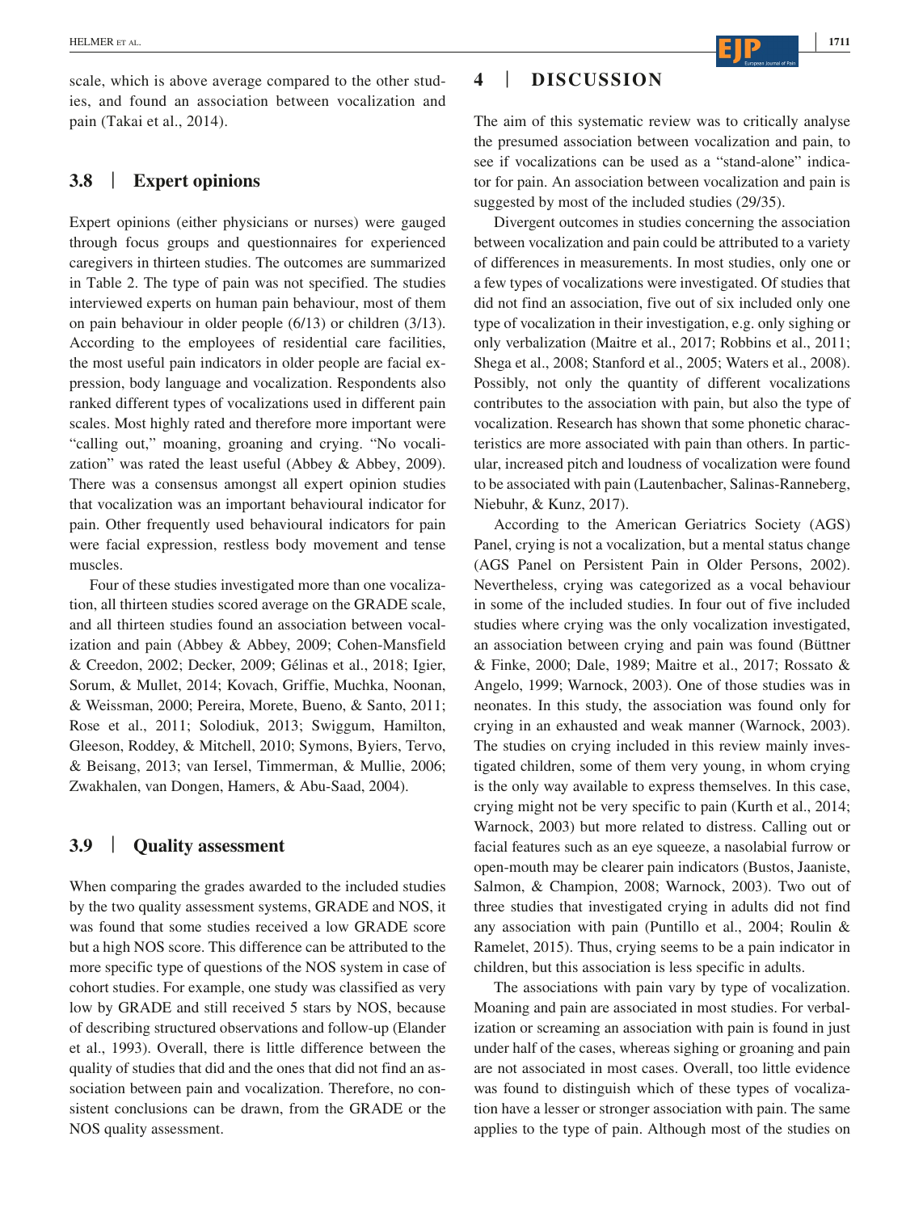scale, which is above average compared to the other studies, and found an association between vocalization and pain (Takai et al., 2014).

### 3.8 | Expert opinions

Expert opinions (either physicians or nurses) were gauged through focus groups and questionnaires for experienced caregivers in thirteen studies. The outcomes are summarized in Table 2. The type of pain was not specified. The studies interviewed experts on human pain behaviour, most of them on pain behaviour in older people (6/13) or children (3/13). According to the employees of residential care facilities, the most useful pain indicators in older people are facial expression, body language and vocalization. Respondents also ranked different types of vocalizations used in different pain scales. Most highly rated and therefore more important were "calling out," moaning, groaning and crying. "No vocalization" was rated the least useful (Abbey & Abbey, 2009). There was a consensus amongst all expert opinion studies that vocalization was an important behavioural indicator for pain. Other frequently used behavioural indicators for pain were facial expression, restless body movement and tense muscles.

Four of these studies investigated more than one vocalization, all thirteen studies scored average on the GRADE scale, and all thirteen studies found an association between vocalization and pain (Abbey & Abbey, 2009; Cohen-Mansfield & Creedon, 2002; Decker, 2009; Gélinas et al., 2018; Igier, Sorum, & Mullet, 2014; Kovach, Griffie, Muchka, Noonan, & Weissman, 2000; Pereira, Morete, Bueno, & Santo, 2011; Rose et al., 2011; Solodiuk, 2013; Swiggum, Hamilton, Gleeson, Roddey, & Mitchell, 2010; Symons, Byiers, Tervo, & Beisang, 2013; van Iersel, Timmerman, & Mullie, 2006; Zwakhalen, van Dongen, Hamers, & Abu-Saad, 2004).

### 3.9 | Quality assessment

When comparing the grades awarded to the included studies by the two quality assessment systems, GRADE and NOS, it was found that some studies received a low GRADE score but a high NOS score. This difference can be attributed to the more specific type of questions of the NOS system in case of cohort studies. For example, one study was classified as very low by GRADE and still received 5 stars by NOS, because of describing structured observations and follow-up (Elander et al., 1993). Overall, there is little difference between the quality of studies that did and the ones that did not find an association between pain and vocalization. Therefore, no consistent conclusions can be drawn, from the GRADE or the NOS quality assessment.

## 4 | DISCUSSION

The aim of this systematic review was to critically analyse the presumed association between vocalization and pain, to see if vocalizations can be used as a "stand-alone" indicator for pain. An association between vocalization and pain is suggested by most of the included studies (29/35).

Divergent outcomes in studies concerning the association between vocalization and pain could be attributed to a variety of differences in measurements. In most studies, only one or a few types of vocalizations were investigated. Of studies that did not find an association, five out of six included only one type of vocalization in their investigation, e.g. only sighing or only verbalization (Maitre et al., 2017; Robbins et al., 2011; Shega et al., 2008; Stanford et al., 2005; Waters et al., 2008). Possibly, not only the quantity of different vocalizations contributes to the association with pain, but also the type of vocalization. Research has shown that some phonetic characteristics are more associated with pain than others. In particular, increased pitch and loudness of vocalization were found to be associated with pain (Lautenbacher, Salinas-Ranneberg, Niebuhr, & Kunz, 2017).

According to the American Geriatrics Society (AGS) Panel, crying is not a vocalization, but a mental status change (AGS Panel on Persistent Pain in Older Persons, 2002). Nevertheless, crying was categorized as a vocal behaviour in some of the included studies. In four out of five included studies where crying was the only vocalization investigated, an association between crying and pain was found (Büttner & Finke, 2000; Dale, 1989; Maitre et al., 2017; Rossato & Angelo, 1999; Warnock, 2003). One of those studies was in neonates. In this study, the association was found only for crying in an exhausted and weak manner (Warnock, 2003). The studies on crying included in this review mainly investigated children, some of them very young, in whom crying is the only way available to express themselves. In this case, crying might not be very specific to pain (Kurth et al., 2014; Warnock, 2003) but more related to distress. Calling out or facial features such as an eye squeeze, a nasolabial furrow or open-mouth may be clearer pain indicators (Bustos, Jaaniste, Salmon, & Champion, 2008; Warnock, 2003). Two out of three studies that investigated crying in adults did not find any association with pain (Puntillo et al., 2004; Roulin & Ramelet, 2015). Thus, crying seems to be a pain indicator in children, but this association is less specific in adults.

The associations with pain vary by type of vocalization. Moaning and pain are associated in most studies. For verbalization or screaming an association with pain is found in just under half of the cases, whereas sighing or groaning and pain are not associated in most cases. Overall, too little evidence was found to distinguish which of these types of vocalization have a lesser or stronger association with pain. The same applies to the type of pain. Although most of the studies on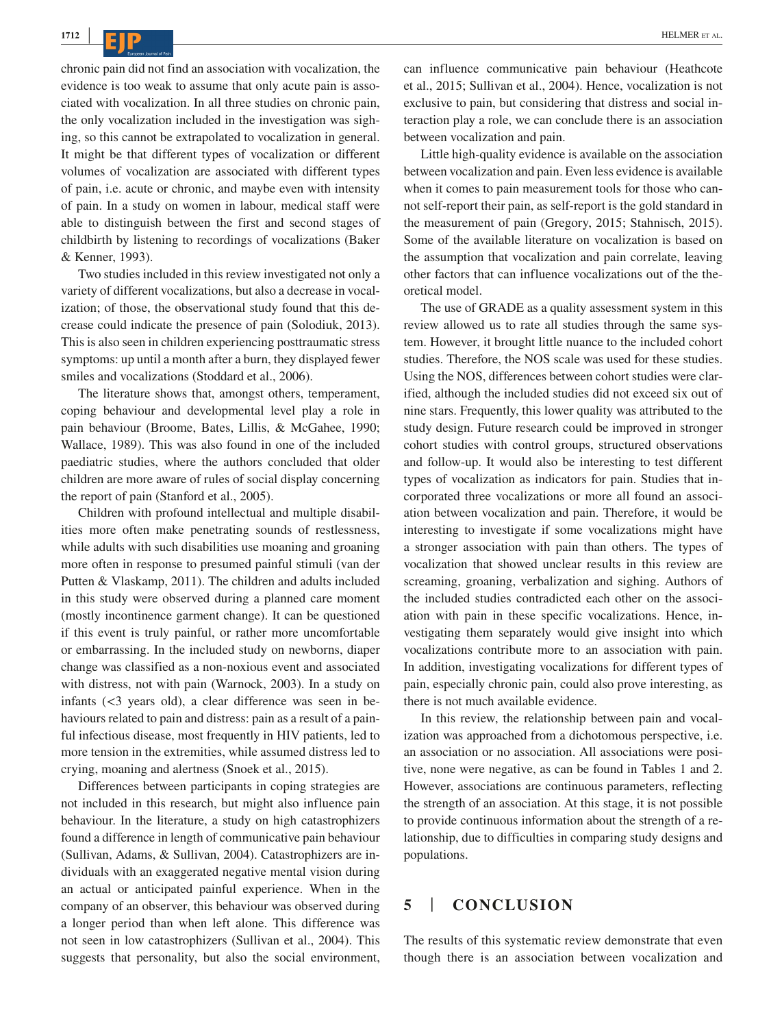chronic pain did not find an association with vocalization, the evidence is too weak to assume that only acute pain is associated with vocalization. In all three studies on chronic pain, the only vocalization included in the investigation was sighing, so this cannot be extrapolated to vocalization in general. It might be that different types of vocalization or different volumes of vocalization are associated with different types of pain, i.e. acute or chronic, and maybe even with intensity of pain. In a study on women in labour, medical staff were able to distinguish between the first and second stages of childbirth by listening to recordings of vocalizations (Baker & Kenner, 1993).

Two studies included in this review investigated not only a variety of different vocalizations, but also a decrease in vocalization; of those, the observational study found that this decrease could indicate the presence of pain (Solodiuk, 2013). This is also seen in children experiencing posttraumatic stress symptoms: up until a month after a burn, they displayed fewer smiles and vocalizations (Stoddard et al., 2006).

The literature shows that, amongst others, temperament, coping behaviour and developmental level play a role in pain behaviour (Broome, Bates, Lillis, & McGahee, 1990; Wallace, 1989). This was also found in one of the included paediatric studies, where the authors concluded that older children are more aware of rules of social display concerning the report of pain (Stanford et al., 2005).

Children with profound intellectual and multiple disabilities more often make penetrating sounds of restlessness, while adults with such disabilities use moaning and groaning more often in response to presumed painful stimuli (van der Putten & Vlaskamp, 2011). The children and adults included in this study were observed during a planned care moment (mostly incontinence garment change). It can be questioned if this event is truly painful, or rather more uncomfortable or embarrassing. In the included study on newborns, diaper change was classified as a non-noxious event and associated with distress, not with pain (Warnock, 2003). In a study on infants (<3 years old), a clear difference was seen in behaviours related to pain and distress: pain as a result of a painful infectious disease, most frequently in HIV patients, led to more tension in the extremities, while assumed distress led to crying, moaning and alertness (Snoek et al., 2015).

Differences between participants in coping strategies are not included in this research, but might also influence pain behaviour. In the literature, a study on high catastrophizers found a difference in length of communicative pain behaviour (Sullivan, Adams, & Sullivan, 2004). Catastrophizers are individuals with an exaggerated negative mental vision during an actual or anticipated painful experience. When in the company of an observer, this behaviour was observed during a longer period than when left alone. This difference was not seen in low catastrophizers (Sullivan et al., 2004). This suggests that personality, but also the social environment, can influence communicative pain behaviour (Heathcote et al., 2015; Sullivan et al., 2004). Hence, vocalization is not exclusive to pain, but considering that distress and social interaction play a role, we can conclude there is an association between vocalization and pain.

Little high-quality evidence is available on the association between vocalization and pain. Even less evidence is available when it comes to pain measurement tools for those who cannot self-report their pain, as self-report is the gold standard in the measurement of pain (Gregory, 2015; Stahnisch, 2015). Some of the available literature on vocalization is based on the assumption that vocalization and pain correlate, leaving other factors that can influence vocalizations out of the theoretical model.

The use of GRADE as a quality assessment system in this review allowed us to rate all studies through the same system. However, it brought little nuance to the included cohort studies. Therefore, the NOS scale was used for these studies. Using the NOS, differences between cohort studies were clarified, although the included studies did not exceed six out of nine stars. Frequently, this lower quality was attributed to the study design. Future research could be improved in stronger cohort studies with control groups, structured observations and follow-up. It would also be interesting to test different types of vocalization as indicators for pain. Studies that incorporated three vocalizations or more all found an association between vocalization and pain. Therefore, it would be interesting to investigate if some vocalizations might have a stronger association with pain than others. The types of vocalization that showed unclear results in this review are screaming, groaning, verbalization and sighing. Authors of the included studies contradicted each other on the association with pain in these specific vocalizations. Hence, investigating them separately would give insight into which vocalizations contribute more to an association with pain. In addition, investigating vocalizations for different types of pain, especially chronic pain, could also prove interesting, as there is not much available evidence.

In this review, the relationship between pain and vocalization was approached from a dichotomous perspective, i.e. an association or no association. All associations were positive, none were negative, as can be found in Tables 1 and 2. However, associations are continuous parameters, reflecting the strength of an association. At this stage, it is not possible to provide continuous information about the strength of a relationship, due to difficulties in comparing study designs and populations.

## 5 | CONCLUSION

The results of this systematic review demonstrate that even though there is an association between vocalization and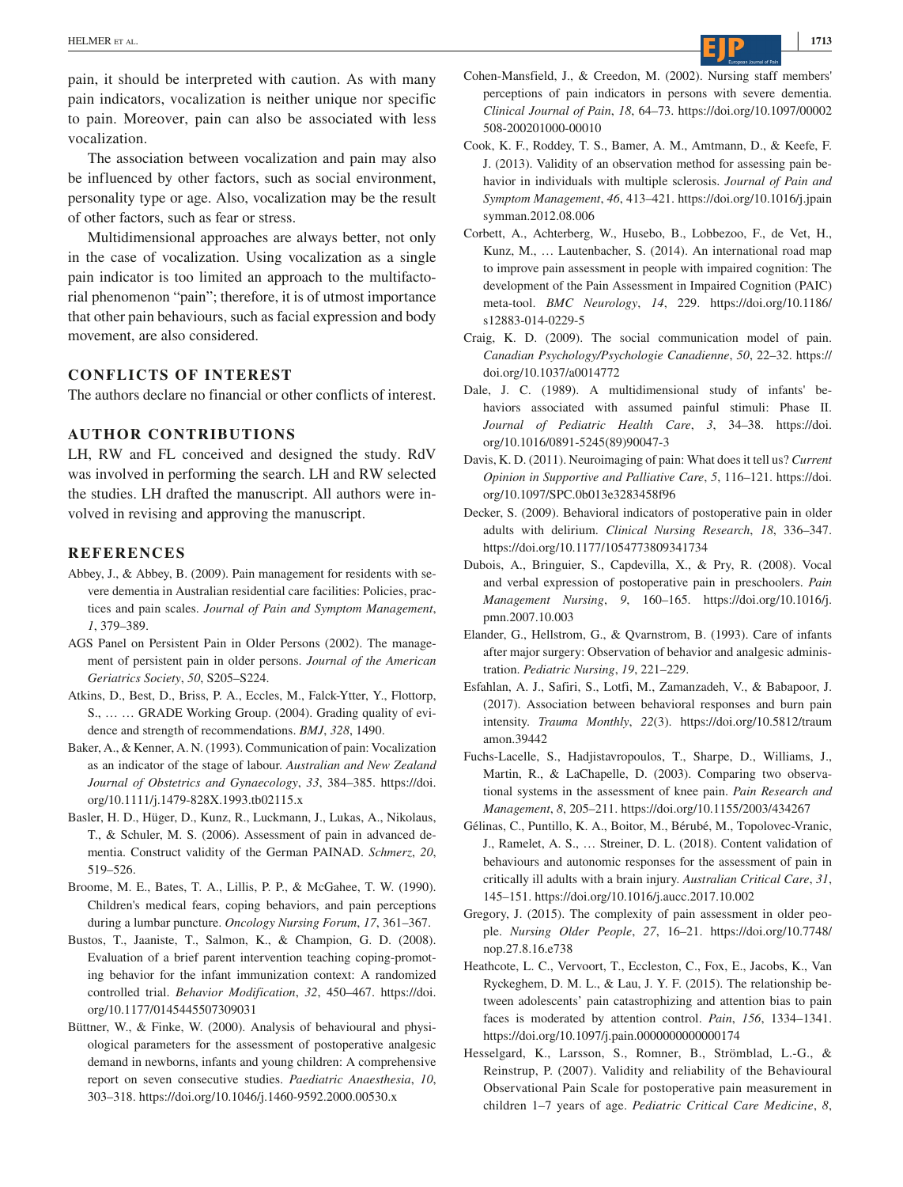pain, it should be interpreted with caution. As with many pain indicators, vocalization is neither unique nor specific to pain. Moreover, pain can also be associated with less vocalization.

The association between vocalization and pain may also be influenced by other factors, such as social environment, personality type or age. Also, vocalization may be the result of other factors, such as fear or stress.

Multidimensional approaches are always better, not only in the case of vocalization. Using vocalization as a single pain indicator is too limited an approach to the multifactorial phenomenon "pain"; therefore, it is of utmost importance that other pain behaviours, such as facial expression and body movement, are also considered.

## CONFLICTS OF INTEREST

The authors declare no financial or other conflicts of interest.

## AUTHOR CONTRIBUTIONS

LH, RW and FL conceived and designed the study. RdV was involved in performing the search. LH and RW selected the studies. LH drafted the manuscript. All authors were involved in revising and approving the manuscript.

## REFERENCES

Abbey, J., & Abbey, B. (2009). Pain management for residents with severe dementia in Australian residential care facilities: Policies, practices and pain scales. *Journal of Pain and Symptom Management*, *1*, 379–389.

AGS Panel on Persistent Pain in Older Persons (2002). The management of persistent pain in older persons. *Journal of the American Geriatrics Society*, *50*, S205–S224.

Atkins, D., Best, D., Briss, P. A., Eccles, M., Falck-Ytter, Y., Flottorp, S., … … GRADE Working Group. (2004). Grading quality of evidence and strength of recommendations. *BMJ*, *328*, 1490.

Baker, A., & Kenner, A. N. (1993). Communication of pain: Vocalization as an indicator of the stage of labour. *Australian and New Zealand Journal of Obstetrics and Gynaecology*, *33*, 384–385. https://doi.org/10.1111/j.1479-828X.1993.tb02115.x

Basler, H. D., Hüger, D., Kunz, R., Luckmann, J., Lukas, A., Nikolaus, T., & Schuler, M. S. (2006). Assessment of pain in advanced dementia. Construct validity of the German PAINAD. *Schmerz*, *20*, 519–526.

Broome, M. E., Bates, T. A., Lillis, P. P., & McGahee, T. W. (1990). Children's medical fears, coping behaviors, and pain perceptions during a lumbar puncture. *Oncology Nursing Forum*, *17*, 361–367.

Bustos, T., Jaaniste, T., Salmon, K., & Champion, G. D. (2008). Evaluation of a brief parent intervention teaching coping-promoting behavior for the infant immunization context: A randomized controlled trial. *Behavior Modification*, *32*, 450–467. https://doi.org/10.1177/0145445507309031

Büttner, W., & Finke, W. (2000). Analysis of behavioural and physiological parameters for the assessment of postoperative analgesic demand in newborns, infants and young children: A comprehensive report on seven consecutive studies. *Paediatric Anaesthesia*, *10*, 303–318. https://doi.org/10.1046/j.1460-9592.2000.00530.x

Cohen-Mansfield, J., & Creedon, M. (2002). Nursing staff members' perceptions of pain indicators in persons with severe dementia. *Clinical Journal of Pain*, *18*, 64–73. https://doi.org/10.1097/00002508-200201000-00010

Cook, K. F., Roddey, T. S., Bamer, A. M., Amtmann, D., & Keefe, F. J. (2013). Validity of an observation method for assessing pain behavior in individuals with multiple sclerosis. *Journal of Pain and Symptom Management*, *46*, 413–421. https://doi.org/10.1016/j.jpainsymman.2012.08.006

Corbett, A., Achterberg, W., Husebo, B., Lobbezoo, F., de Vet, H., Kunz, M., … Lautenbacher, S. (2014). An international road map to improve pain assessment in people with impaired cognition: The development of the Pain Assessment in Impaired Cognition (PAIC) meta-tool. *BMC Neurology*, *14*, 229. https://doi.org/10.1186/s12883-014-0229-5

Craig, K. D. (2009). The social communication model of pain. *Canadian Psychology/Psychologie Canadienne*, *50*, 22–32. https://doi.org/10.1037/a0014772

Dale, J. C. (1989). A multidimensional study of infants' behaviors associated with assumed painful stimuli: Phase II. *Journal of Pediatric Health Care*, *3*, 34–38. https://doi.org/10.1016/0891-5245(89)90047-3

Davis, K. D. (2011). Neuroimaging of pain: What does it tell us? *Current Opinion in Supportive and Palliative Care*, *5*, 116–121. https://doi.org/10.1097/SPC.0b013e3283458f96

Decker, S. (2009). Behavioral indicators of postoperative pain in older adults with delirium. *Clinical Nursing Research*, *18*, 336–347. https://doi.org/10.1177/1054773809341734

Dubois, A., Bringuier, S., Capdevilla, X., & Pry, R. (2008). Vocal and verbal expression of postoperative pain in preschoolers. *Pain Management Nursing*, *9*, 160–165. https://doi.org/10.1016/j.pmn.2007.10.003

Elander, G., Hellstrom, G., & Qvarnstrom, B. (1993). Care of infants after major surgery: Observation of behavior and analgesic administration. *Pediatric Nursing*, *19*, 221–229.

Esfahlan, A. J., Safiri, S., Lotfi, M., Zamanzadeh, V., & Babapoor, J. (2017). Association between behavioral responses and burn pain intensity. *Trauma Monthly*, *22*(3). https://doi.org/10.5812/traumamon.39442

Fuchs-Lacelle, S., Hadjistavropoulos, T., Sharpe, D., Williams, J., Martin, R., & LaChapelle, D. (2003). Comparing two observational systems in the assessment of knee pain. *Pain Research and Management*, *8*, 205–211. https://doi.org/10.1155/2003/434267

Gélinas, C., Puntillo, K. A., Boitor, M., Bérubé, M., Topolovec-Vranic, J., Ramelet, A. S., … Streiner, D. L. (2018). Content validation of behaviours and autonomic responses for the assessment of pain in critically ill adults with a brain injury. *Australian Critical Care*, *31*, 145–151. https://doi.org/10.1016/j.aucc.2017.10.002

Gregory, J. (2015). The complexity of pain assessment in older people. *Nursing Older People*, *27*, 16–21. https://doi.org/10.7748/nop.27.8.16.e738

Heathcote, L. C., Vervoort, T., Eccleston, C., Fox, E., Jacobs, K., Van Ryckeghem, D. M. L., & Lau, J. Y. F. (2015). The relationship between adolescents' pain catastrophizing and attention bias to pain faces is moderated by attention control. *Pain*, *156*, 1334–1341. https://doi.org/10.1097/j.pain.0000000000000174

Hesselgard, K., Larsson, S., Romner, B., Strömblad, L.-G., & Reinstrup, P. (2007). Validity and reliability of the Behavioural Observational Pain Scale for postoperative pain measurement in children 1–7 years of age. *Pediatric Critical Care Medicine*, *8*,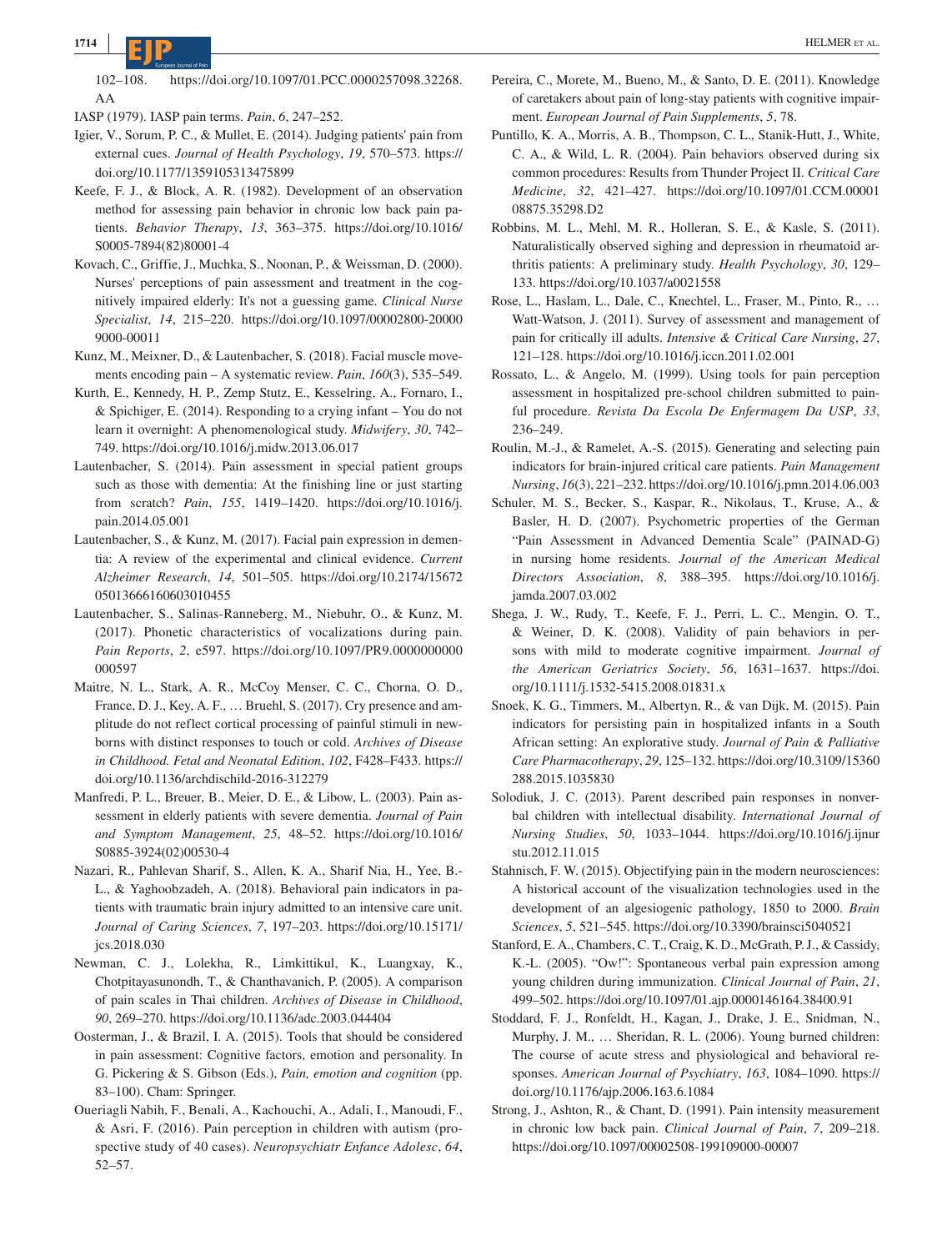102–108. https://doi.org/10.1097/01.PCC.0000257098.32268.AA

IASP (1979). IASP pain terms. *Pain*, *6*, 247–252.

Igier, V., Sorum, P. C., & Mullet, E. (2014). Judging patients' pain from external cues. *Journal of Health Psychology*, *19*, 570–573. https://doi.org/10.1177/1359105313475899

Keefe, F. J., & Block, A. R. (1982). Development of an observation method for assessing pain behavior in chronic low back pain patients. *Behavior Therapy*, *13*, 363–375. https://doi.org/10.1016/S0005-7894(82)80001-4

Kovach, C., Griffie, J., Muchka, S., Noonan, P., & Weissman, D. (2000). Nurses' perceptions of pain assessment and treatment in the cognitively impaired elderly: It's not a guessing game. *Clinical Nurse Specialist*, *14*, 215–220. https://doi.org/10.1097/00002800-200009000-00011

Kunz, M., Meixner, D., & Lautenbacher, S. (2018). Facial muscle movements encoding pain – A systematic review. *Pain*, *160*(3), 535–549.

Kurth, E., Kennedy, H. P., Zemp Stutz, E., Kesselring, A., Fornaro, I., & Spichiger, E. (2014). Responding to a crying infant – You do not learn it overnight: A phenomenological study. *Midwifery*, *30*, 742–749. https://doi.org/10.1016/j.midw.2013.06.017

Lautenbacher, S. (2014). Pain assessment in special patient groups such as those with dementia: At the finishing line or just starting from scratch? *Pain*, *155*, 1419–1420. https://doi.org/10.1016/j.pain.2014.05.001

Lautenbacher, S., & Kunz, M. (2017). Facial pain expression in dementia: A review of the experimental and clinical evidence. *Current Alzheimer Research*, *14*, 501–505. https://doi.org/10.2174/1567205013666160603010455

Lautenbacher, S., Salinas-Ranneberg, M., Niebuhr, O., & Kunz, M. (2017). Phonetic characteristics of vocalizations during pain. *Pain Reports*, *2*, e597. https://doi.org/10.1097/PR9.0000000000000597

Maitre, N. L., Stark, A. R., McCoy Menser, C. C., Chorna, O. D., France, D. J., Key, A. F., … Bruehl, S. (2017). Cry presence and amplitude do not reflect cortical processing of painful stimuli in newborns with distinct responses to touch or cold. *Archives of Disease in Childhood. Fetal and Neonatal Edition*, *102*, F428–F433. https://doi.org/10.1136/archdischild-2016-312279

Manfredi, P. L., Breuer, B., Meier, D. E., & Libow, L. (2003). Pain assessment in elderly patients with severe dementia. *Journal of Pain and Symptom Management*, *25*, 48–52. https://doi.org/10.1016/S0885-3924(02)00530-4

Nazari, R., Pahlevan Sharif, S., Allen, K. A., Sharif Nia, H., Yee, B.-L., & Yaghoobzadeh, A. (2018). Behavioral pain indicators in patients with traumatic brain injury admitted to an intensive care unit. *Journal of Caring Sciences*, *7*, 197–203. https://doi.org/10.15171/jcs.2018.030

Newman, C. J., Lolekha, R., Limkittikul, K., Luangxay, K., Chotpitayasunondh, T., & Chanthavanich, P. (2005). A comparison of pain scales in Thai children. *Archives of Disease in Childhood*, *90*, 269–270. https://doi.org/10.1136/adc.2003.044404

Oosterman, J., & Brazil, I. A. (2015). Tools that should be considered in pain assessment: Cognitive factors, emotion and personality. In G. Pickering & S. Gibson (Eds.), *Pain, emotion and cognition* (pp. 83–100). Cham: Springer.

Oueriagli Nabih, F., Benali, A., Kachouchi, A., Adali, I., Manoudi, F., & Asri, F. (2016). Pain perception in children with autism (prospective study of 40 cases). *Neuropsychiatr Enfance Adolesc*, *64*, 52–57.

Pereira, C., Morete, M., Bueno, M., & Santo, D. E. (2011). Knowledge of caretakers about pain of long-stay patients with cognitive impairment. *European Journal of Pain Supplements*, *5*, 78.

Puntillo, K. A., Morris, A. B., Thompson, C. L., Stanik-Hutt, J., White, C. A., & Wild, L. R. (2004). Pain behaviors observed during six common procedures: Results from Thunder Project II. *Critical Care Medicine*, *32*, 421–427. https://doi.org/10.1097/01.CCM.0000108875.35298.D2

Robbins, M. L., Mehl, M. R., Holleran, S. E., & Kasle, S. (2011). Naturalistically observed sighing and depression in rheumatoid arthritis patients: A preliminary study. *Health Psychology*, *30*, 129–133. https://doi.org/10.1037/a0021558

Rose, L., Haslam, L., Dale, C., Knechtel, L., Fraser, M., Pinto, R., … Watt-Watson, J. (2011). Survey of assessment and management of pain for critically ill adults. *Intensive & Critical Care Nursing*, *27*, 121–128. https://doi.org/10.1016/j.iccn.2011.02.001

Rossato, L., & Angelo, M. (1999). Using tools for pain perception assessment in hospitalized pre-school children submitted to painful procedure. *Revista Da Escola De Enfermagem Da USP*, *33*, 236–249.

Roulin, M.-J., & Ramelet, A.-S. (2015). Generating and selecting pain indicators for brain-injured critical care patients. *Pain Management Nursing*, *16*(3), 221–232. https://doi.org/10.1016/j.pmn.2014.06.003

Schuler, M. S., Becker, S., Kaspar, R., Nikolaus, T., Kruse, A., & Basler, H. D. (2007). Psychometric properties of the German "Pain Assessment in Advanced Dementia Scale" (PAINAD-G) in nursing home residents. *Journal of the American Medical Directors Association*, *8*, 388–395. https://doi.org/10.1016/j.jamda.2007.03.002

Shega, J. W., Rudy, T., Keefe, F. J., Perri, L. C., Mengin, O. T., & Weiner, D. K. (2008). Validity of pain behaviors in persons with mild to moderate cognitive impairment. *Journal of the American Geriatrics Society*, *56*, 1631–1637. https://doi.org/10.1111/j.1532-5415.2008.01831.x

Snoek, K. G., Timmers, M., Albertyn, R., & van Dijk, M. (2015). Pain indicators for persisting pain in hospitalized infants in a South African setting: An explorative study. *Journal of Pain & Palliative Care Pharmacotherapy*, *29*, 125–132. https://doi.org/10.3109/15360288.2015.1035830

Solodiuk, J. C. (2013). Parent described pain responses in nonverbal children with intellectual disability. *International Journal of Nursing Studies*, *50*, 1033–1044. https://doi.org/10.1016/j.ijnurstu.2012.11.015

Stahnisch, F. W. (2015). Objectifying pain in the modern neurosciences: A historical account of the visualization technologies used in the development of an algesiogenic pathology, 1850 to 2000. *Brain Sciences*, *5*, 521–545. https://doi.org/10.3390/brainsci5040521

Stanford, E. A., Chambers, C. T., Craig, K. D., McGrath, P. J., & Cassidy, K.-L. (2005). "Ow!": Spontaneous verbal pain expression among young children during immunization. *Clinical Journal of Pain*, *21*, 499–502. https://doi.org/10.1097/01.ajp.0000146164.38400.91

Stoddard, F. J., Ronfeldt, H., Kagan, J., Drake, J. E., Snidman, N., Murphy, J. M., … Sheridan, R. L. (2006). Young burned children: The course of acute stress and physiological and behavioral responses. *American Journal of Psychiatry*, *163*, 1084–1090. https://doi.org/10.1176/ajp.2006.163.6.1084

Strong, J., Ashton, R., & Chant, D. (1991). Pain intensity measurement in chronic low back pain. *Clinical Journal of Pain*, *7*, 209–218. https://doi.org/10.1097/00002508-199109000-00007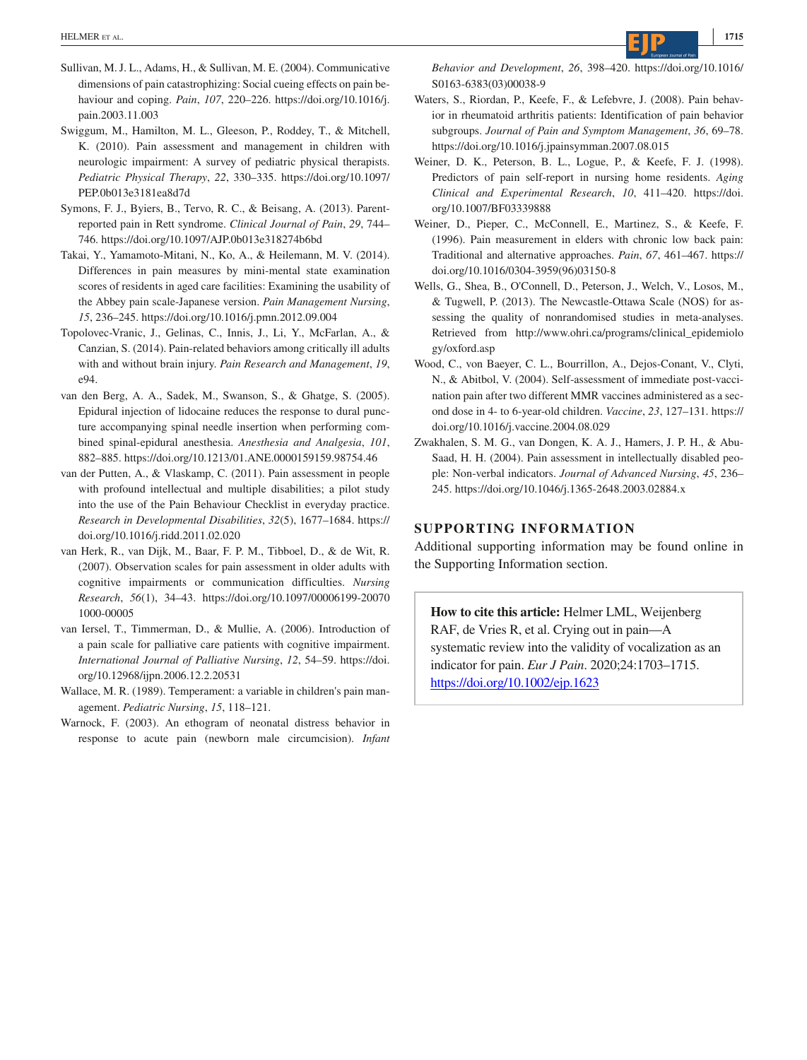Sullivan, M. J. L., Adams, H., & Sullivan, M. E. (2004). Communicative dimensions of pain catastrophizing: Social cueing effects on pain behaviour and coping. *Pain*, *107*, 220–226. https://doi.org/10.1016/j.pain.2003.11.003

Swiggum, M., Hamilton, M. L., Gleeson, P., Roddey, T., & Mitchell, K. (2010). Pain assessment and management in children with neurologic impairment: A survey of pediatric physical therapists. *Pediatric Physical Therapy*, *22*, 330–335. https://doi.org/10.1097/PEP.0b013e3181ea8d7d

Symons, F. J., Byiers, B., Tervo, R. C., & Beisang, A. (2013). Parent-reported pain in Rett syndrome. *Clinical Journal of Pain*, *29*, 744–746. https://doi.org/10.1097/AJP.0b013e318274b6bd

Takai, Y., Yamamoto-Mitani, N., Ko, A., & Heilemann, M. V. (2014). Differences in pain measures by mini-mental state examination scores of residents in aged care facilities: Examining the usability of the Abbey pain scale-Japanese version. *Pain Management Nursing*, *15*, 236–245. https://doi.org/10.1016/j.pmn.2012.09.004

Topolovec-Vranic, J., Gelinas, C., Innis, J., Li, Y., McFarlan, A., & Canzian, S. (2014). Pain-related behaviors among critically ill adults with and without brain injury. *Pain Research and Management*, *19*, e94.

van den Berg, A. A., Sadek, M., Swanson, S., & Ghatge, S. (2005). Epidural injection of lidocaine reduces the response to dural puncture accompanying spinal needle insertion when performing combined spinal-epidural anesthesia. *Anesthesia and Analgesia*, *101*, 882–885. https://doi.org/10.1213/01.ANE.0000159159.98754.46

van der Putten, A., & Vlaskamp, C. (2011). Pain assessment in people with profound intellectual and multiple disabilities; a pilot study into the use of the Pain Behaviour Checklist in everyday practice. *Research in Developmental Disabilities*, *32*(5), 1677–1684. https://doi.org/10.1016/j.ridd.2011.02.020

van Herk, R., van Dijk, M., Baar, F. P. M., Tibboel, D., & de Wit, R. (2007). Observation scales for pain assessment in older adults with cognitive impairments or communication difficulties. *Nursing Research*, *56*(1), 34–43. https://doi.org/10.1097/00006199-200701000-00005

van Iersel, T., Timmerman, D., & Mullie, A. (2006). Introduction of a pain scale for palliative care patients with cognitive impairment. *International Journal of Palliative Nursing*, *12*, 54–59. https://doi.org/10.12968/ijpn.2006.12.2.20531

Wallace, M. R. (1989). Temperament: a variable in children's pain management. *Pediatric Nursing*, *15*, 118–121.

Warnock, F. (2003). An ethogram of neonatal distress behavior in response to acute pain (newborn male circumcision). *Infant Behavior and Development*, *26*, 398–420. https://doi.org/10.1016/S0163-6383(03)00038-9

Waters, S., Riordan, P., Keefe, F., & Lefebvre, J. (2008). Pain behavior in rheumatoid arthritis patients: Identification of pain behavior subgroups. *Journal of Pain and Symptom Management*, *36*, 69–78. https://doi.org/10.1016/j.jpainsymman.2007.08.015

Weiner, D. K., Peterson, B. L., Logue, P., & Keefe, F. J. (1998). Predictors of pain self-report in nursing home residents. *Aging Clinical and Experimental Research*, *10*, 411–420. https://doi.org/10.1007/BF03339888

Weiner, D., Pieper, C., McConnell, E., Martinez, S., & Keefe, F. (1996). Pain measurement in elders with chronic low back pain: Traditional and alternative approaches. *Pain*, *67*, 461–467. https://doi.org/10.1016/0304-3959(96)03150-8

Wells, G., Shea, B., O'Connell, D., Peterson, J., Welch, V., Losos, M., & Tugwell, P. (2013). The Newcastle-Ottawa Scale (NOS) for assessing the quality of nonrandomised studies in meta-analyses. Retrieved from http://www.ohri.ca/programs/clinical_epidemiology/oxford.asp

Wood, C., von Baeyer, C. L., Bourrillon, A., Dejos-Conant, V., Clyti, N., & Abitbol, V. (2004). Self-assessment of immediate post-vaccination pain after two different MMR vaccines administered as a second dose in 4- to 6-year-old children. *Vaccine*, *23*, 127–131. https://doi.org/10.1016/j.vaccine.2004.08.029

Zwakhalen, S. M. G., van Dongen, K. A. J., Hamers, J. P. H., & Abu-Saad, H. H. (2004). Pain assessment in intellectually disabled people: Non-verbal indicators. *Journal of Advanced Nursing*, *45*, 236–245. https://doi.org/10.1046/j.1365-2648.2003.02884.x

## SUPPORTING INFORMATION

Additional supporting information may be found online in the Supporting Information section.

**How to cite this article:** Helmer LML, Weijenberg RAF, de Vries R, et al. Crying out in pain—A systematic review into the validity of vocalization as an indicator for pain. *Eur J Pain*. 2020;24:1703–1715. https://doi.org/10.1002/ejp.1623